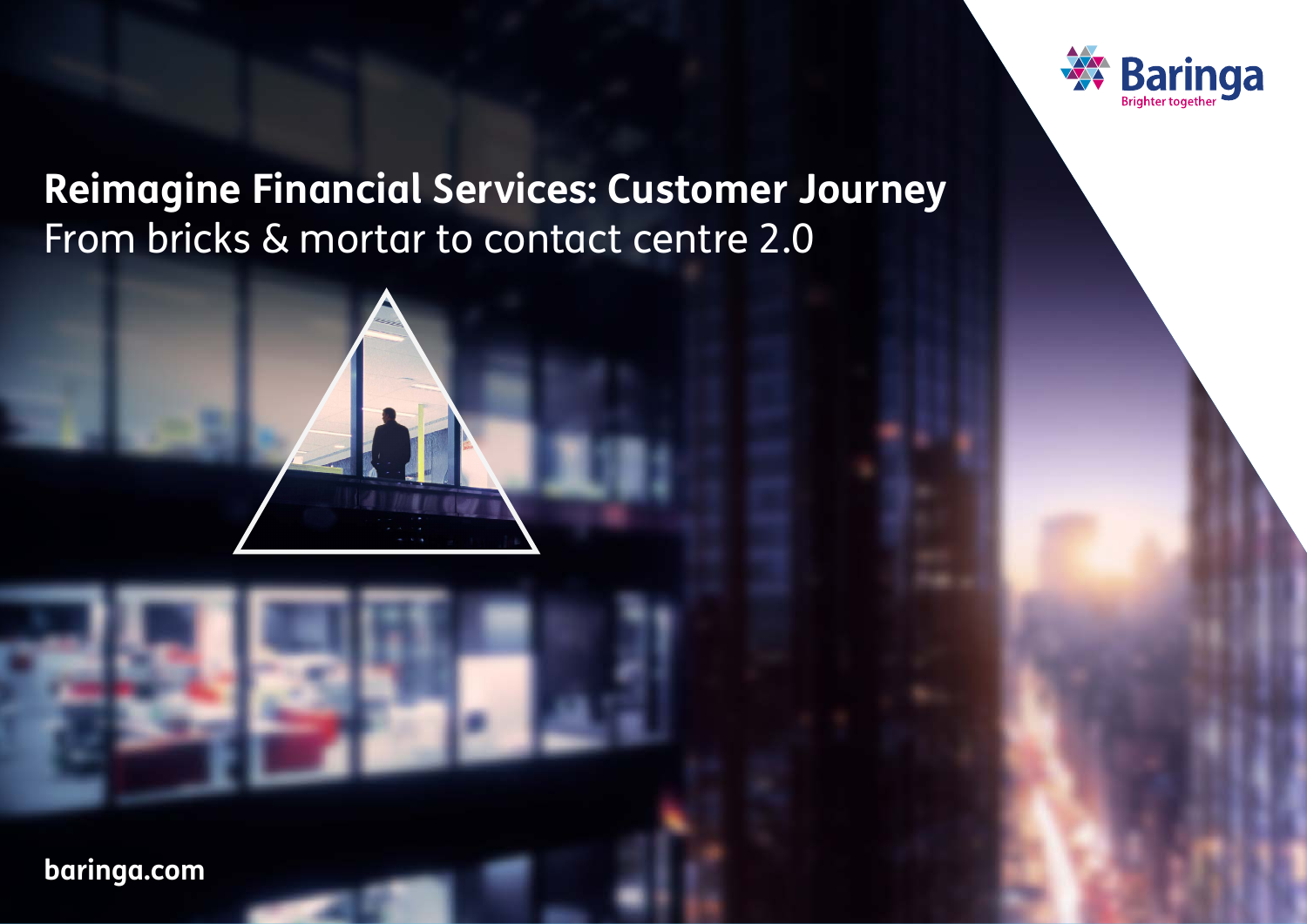Baringa

Brighter together

# Reimagine Financial Services: Customer Journey

## From bricks & mortar to contact centre 2.0

baringa.com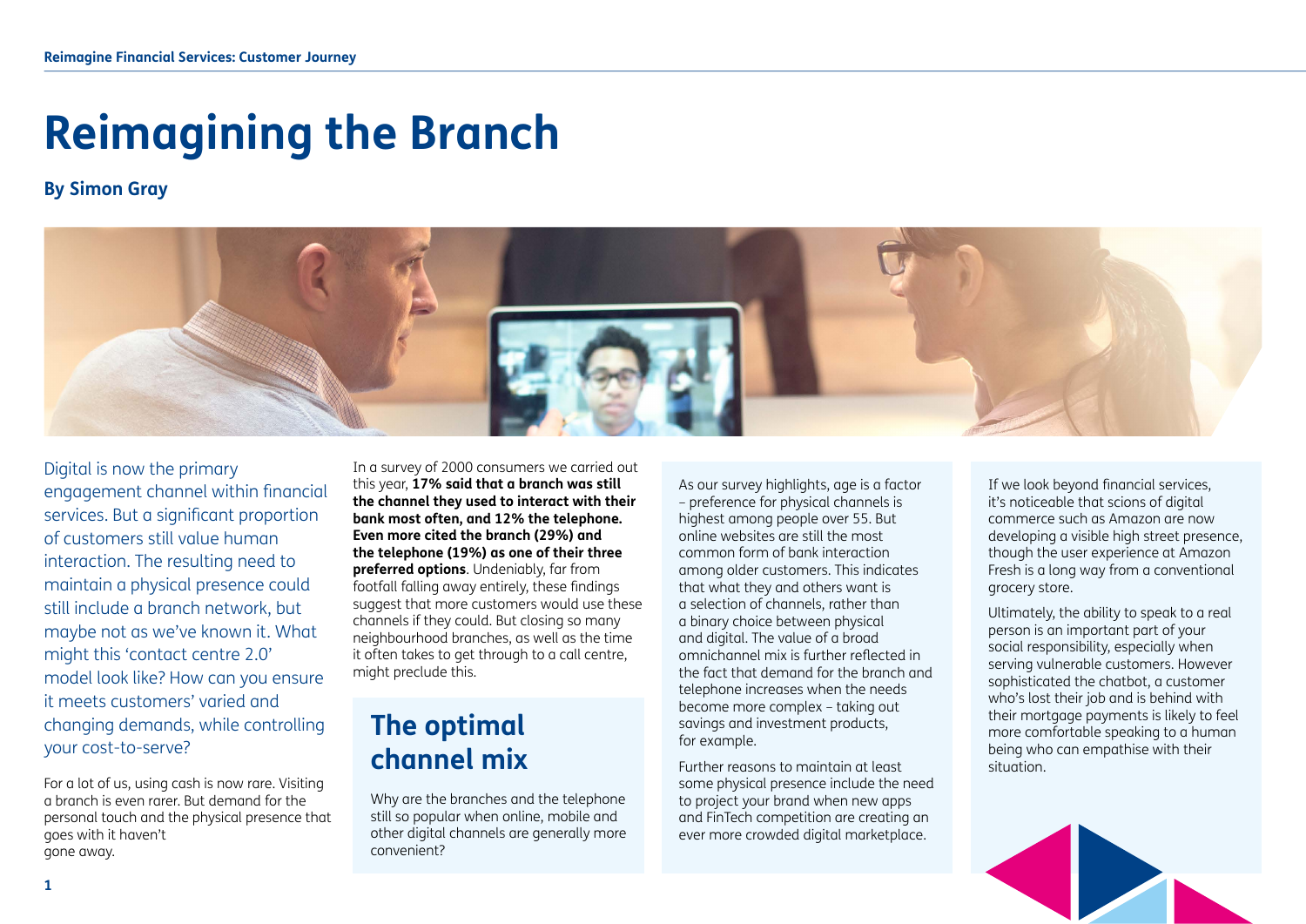# Reimagining the Branch

**By Simon Gray**

Digital is now the primary engagement channel within financial services. But a significant proportion of customers still value human interaction. The resulting need to maintain a physical presence could still include a branch network, but maybe not as we've known it. What might this 'contact centre 2.0' model look like? How can you ensure it meets customers' varied and changing demands, while controlling your cost-to-serve?

For a lot of us, using cash is now rare. Visiting a branch is even rarer. But demand for the personal touch and the physical presence that goes with it haven't gone away.

In a survey of 2000 consumers we carried out this year, **17% said that a branch was still the channel they used to interact with their bank most often, and 12% the telephone. Even more cited the branch (29%) and the telephone (19%) as one of their three preferred options**. Undeniably, far from footfall falling away entirely, these findings suggest that more customers would use these channels if they could. But closing so many neighbourhood branches, as well as the time it often takes to get through to a call centre, might preclude this.

## The optimal channel mix

Why are the branches and the telephone still so popular when online, mobile and other digital channels are generally more convenient?

As our survey highlights, age is a factor – preference for physical channels is highest among people over 55. But online websites are still the most common form of bank interaction among older customers. This indicates that what they and others want is a selection of channels, rather than a binary choice between physical and digital. The value of a broad omnichannel mix is further reflected in the fact that demand for the branch and telephone increases when the needs become more complex – taking out savings and investment products, for example.

Further reasons to maintain at least some physical presence include the need to project your brand when new apps and FinTech competition are creating an ever more crowded digital marketplace.

If we look beyond financial services, it's noticeable that scions of digital commerce such as Amazon are now developing a visible high street presence, though the user experience at Amazon Fresh is a long way from a conventional grocery store.

Ultimately, the ability to speak to a real person is an important part of your social responsibility, especially when serving vulnerable customers. However sophisticated the chatbot, a customer who's lost their job and is behind with their mortgage payments is likely to feel more comfortable speaking to a human being who can empathise with their situation.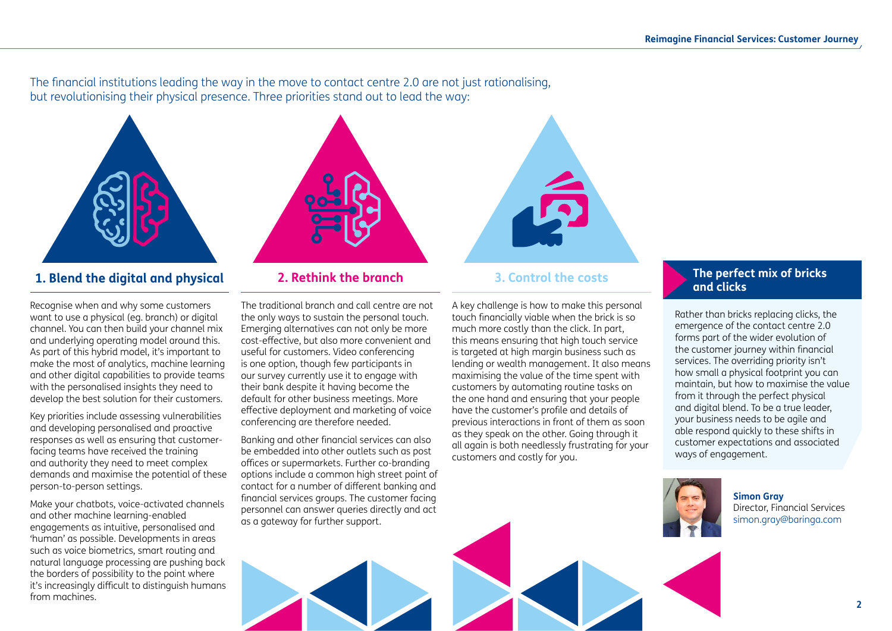The financial institutions leading the way in the move to contact centre 2.0 are not just rationalising, but revolutionising their physical presence. Three priorities stand out to lead the way:

## 1. Blend the digital and physical

Recognise when and why some customers want to use a physical (eg. branch) or digital channel. You can then build your channel mix and underlying operating model around this. As part of this hybrid model, it's important to make the most of analytics, machine learning and other digital capabilities to provide teams with the personalised insights they need to develop the best solution for their customers.

Key priorities include assessing vulnerabilities and developing personalised and proactive responses as well as ensuring that customer-facing teams have received the training and authority they need to meet complex demands and maximise the potential of these person-to-person settings.

Make your chatbots, voice-activated channels and other machine learning-enabled engagements as intuitive, personalised and 'human' as possible. Developments in areas such as voice biometrics, smart routing and natural language processing are pushing back the borders of possibility to the point where it's increasingly difficult to distinguish humans from machines.

## 2. Rethink the branch

The traditional branch and call centre are not the only ways to sustain the personal touch. Emerging alternatives can not only be more cost-effective, but also more convenient and useful for customers. Video conferencing is one option, though few participants in our survey currently use it to engage with their bank despite it having become the default for other business meetings. More effective deployment and marketing of voice conferencing are therefore needed.

Banking and other financial services can also be embedded into other outlets such as post offices or supermarkets. Further co-branding options include a common high street point of contact for a number of different banking and financial services groups. The customer facing personnel can answer queries directly and act as a gateway for further support.

## 3. Control the costs

A key challenge is how to make this personal touch financially viable when the brick is so much more costly than the click. In part, this means ensuring that high touch service is targeted at high margin business such as lending or wealth management. It also means maximising the value of the time spent with customers by automating routine tasks on the one hand and ensuring that your people have the customer's profile and details of previous interactions in front of them as soon as they speak on the other. Going through it all again is both needlessly frustrating for your customers and costly for you.

## The perfect mix of bricks and clicks

Rather than bricks replacing clicks, the emergence of the contact centre 2.0 forms part of the wider evolution of the customer journey within financial services. The overriding priority isn't how small a physical footprint you can maintain, but how to maximise the value from it through the perfect physical and digital blend. To be a true leader, your business needs to be agile and able respond quickly to these shifts in customer expectations and associated ways of engagement.

**Simon Gray**
Director, Financial Services
simon.gray@baringa.com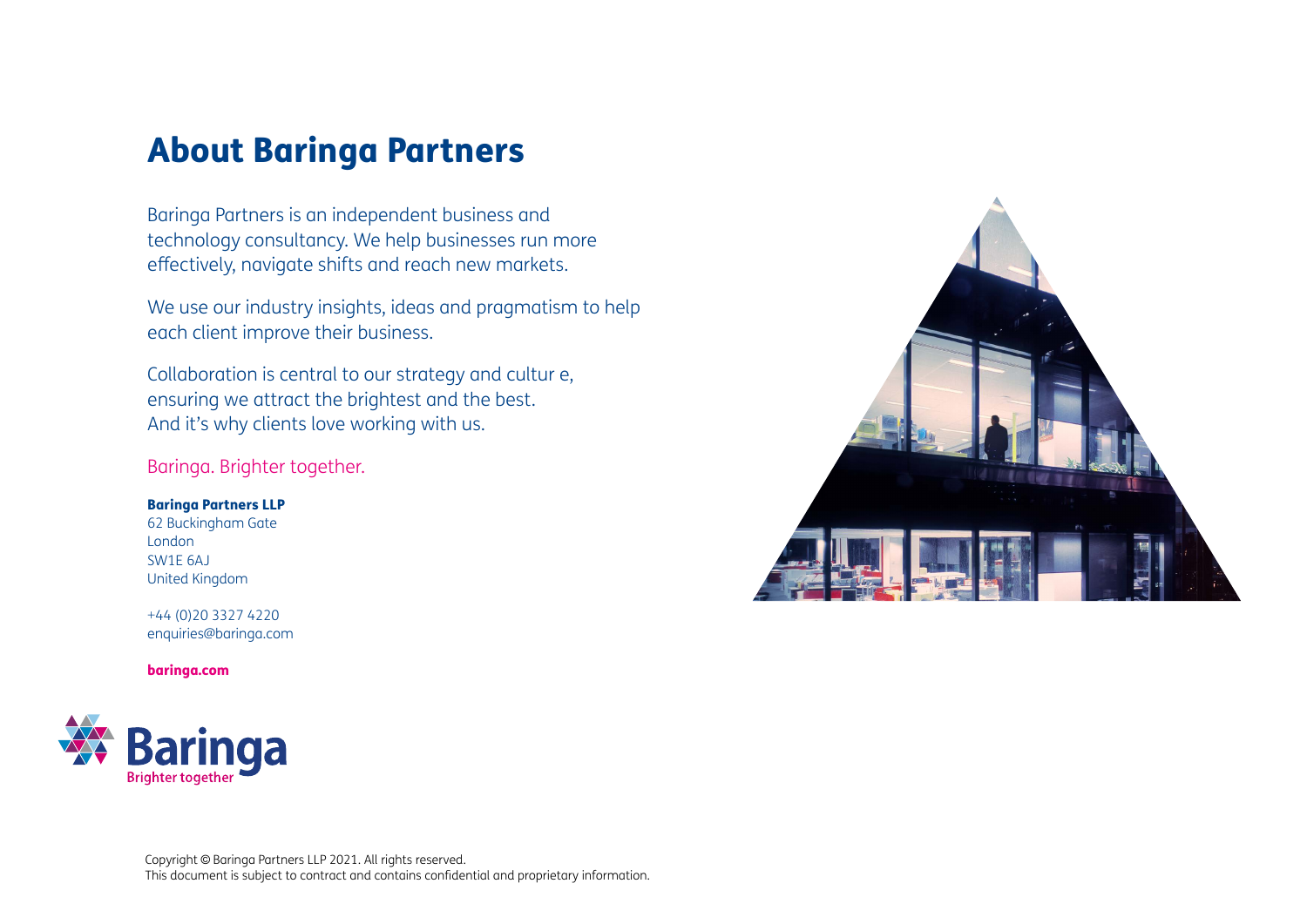# About Baringa Partners

Baringa Partners is an independent business and technology consultancy. We help businesses run more effectively, navigate shifts and reach new markets.

We use our industry insights, ideas and pragmatism to help each client improve their business.

Collaboration is central to our strategy and cultur e, ensuring we attract the brightest and the best. And it's why clients love working with us.

Baringa. Brighter together.

**Baringa Partners LLP**
62 Buckingham Gate
London
SW1E 6AJ
United Kingdom

+44 (0)20 3327 4220
enquiries@baringa.com

**baringa.com**

Baringa
Brighter together

Copyright © Baringa Partners LLP 2021. All rights reserved.
This document is subject to contract and contains confidential and proprietary information.